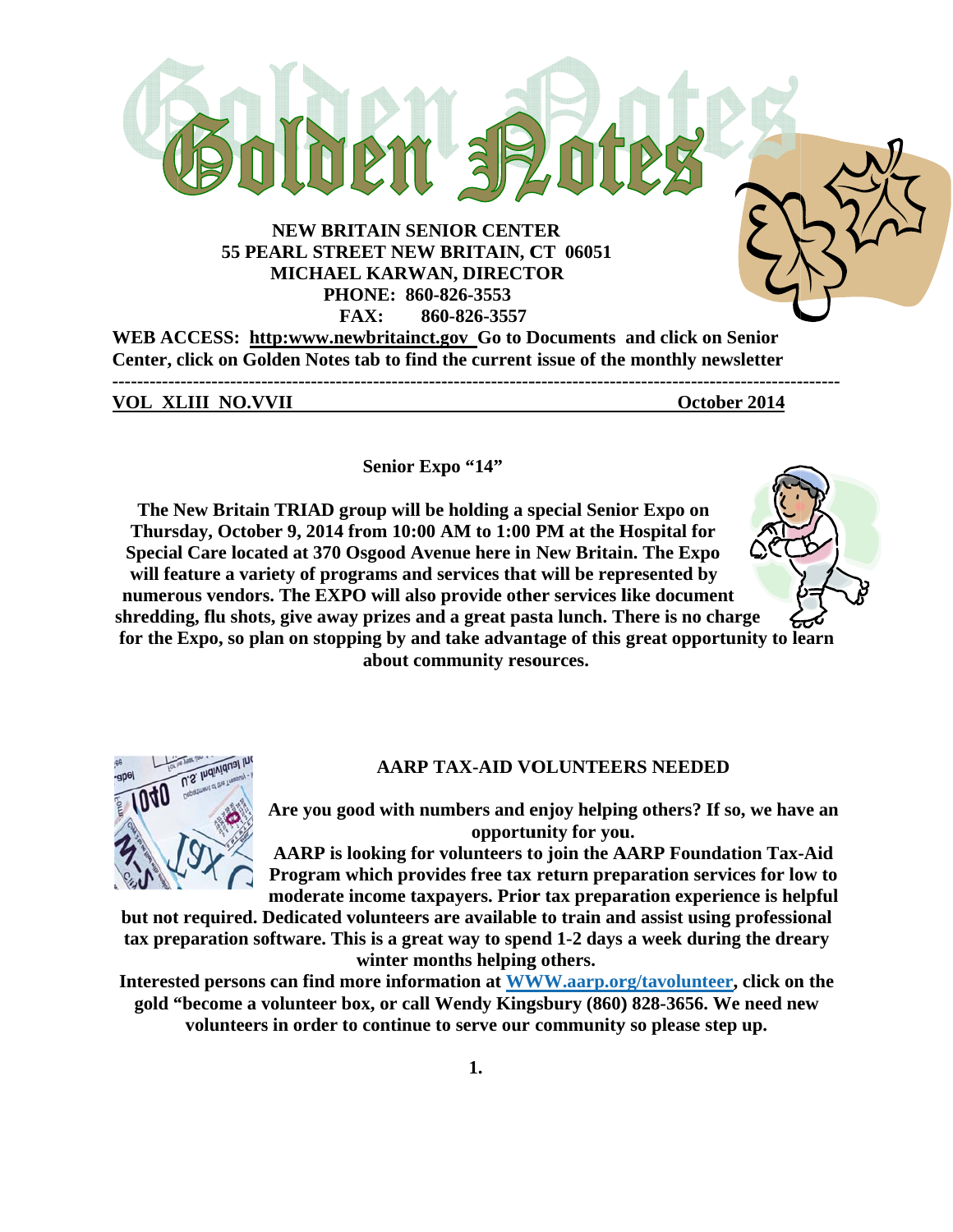# Golden Notes

**NEW BRITAIN SENIOR CENTER**
**55 PEARL STREET NEW BRITAIN, CT 06051**
**MICHAEL KARWAN, DIRECTOR**
**PHONE: 860-826-3553**
**FAX: 860-826-3557**

**WEB ACCESS: http:www.newbritainct.gov Go to Documents and click on Senior Center, click on Golden Notes tab to find the current issue of the monthly newsletter**

---

**VOL XLIII NO.VVII** **October 2014**

## Senior Expo "14"

**The New Britain TRIAD group will be holding a special Senior Expo on Thursday, October 9, 2014 from 10:00 AM to 1:00 PM at the Hospital for Special Care located at 370 Osgood Avenue here in New Britain. The Expo will feature a variety of programs and services that will be represented by numerous vendors. The EXPO will also provide other services like document shredding, flu shots, give away prizes and a great pasta lunch. There is no charge for the Expo, so plan on stopping by and take advantage of this great opportunity to learn about community resources.**

## AARP TAX-AID VOLUNTEERS NEEDED

**Are you good with numbers and enjoy helping others? If so, we have an opportunity for you.**

**AARP is looking for volunteers to join the AARP Foundation Tax-Aid Program which provides free tax return preparation services for low to moderate income taxpayers. Prior tax preparation experience is helpful but not required. Dedicated volunteers are available to train and assist using professional tax preparation software. This is a great way to spend 1-2 days a week during the dreary winter months helping others.**

**Interested persons can find more information at WWW.aarp.org/tavolunteer, click on the gold "become a volunteer box, or call Wendy Kingsbury (860) 828-3656. We need new volunteers in order to continue to serve our community so please step up.**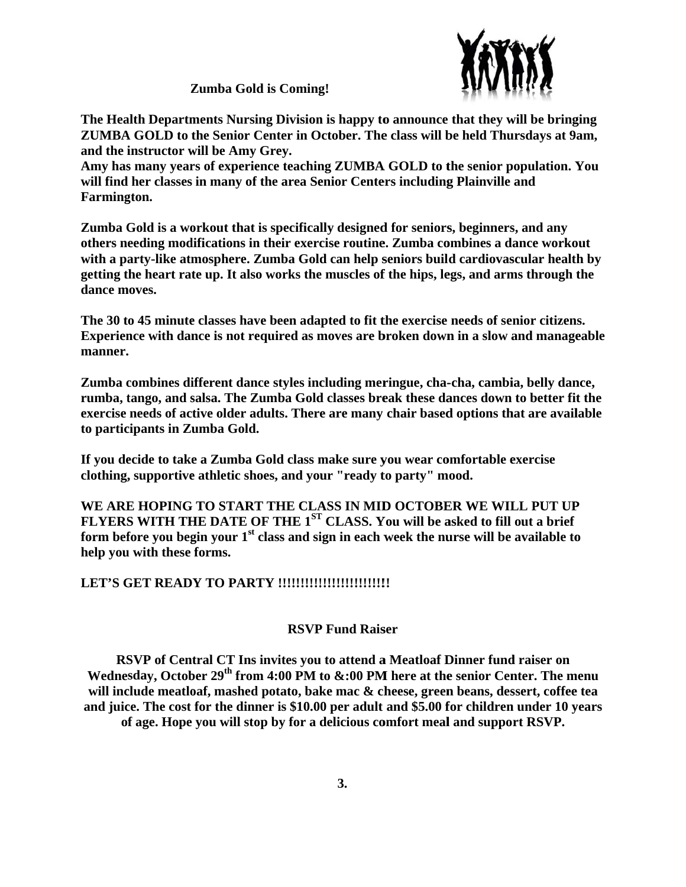## Zumba Gold is Coming!

**The Health Departments Nursing Division is happy to announce that they will be bringing ZUMBA GOLD to the Senior Center in October. The class will be held Thursdays at 9am, and the instructor will be Amy Grey.**
**Amy has many years of experience teaching ZUMBA GOLD to the senior population. You will find her classes in many of the area Senior Centers including Plainville and Farmington.**

**Zumba Gold is a workout that is specifically designed for seniors, beginners, and any others needing modifications in their exercise routine. Zumba combines a dance workout with a party-like atmosphere. Zumba Gold can help seniors build cardiovascular health by getting the heart rate up. It also works the muscles of the hips, legs, and arms through the dance moves.**

**The 30 to 45 minute classes have been adapted to fit the exercise needs of senior citizens. Experience with dance is not required as moves are broken down in a slow and manageable manner.**

**Zumba combines different dance styles including meringue, cha-cha, cambia, belly dance, rumba, tango, and salsa. The Zumba Gold classes break these dances down to better fit the exercise needs of active older adults. There are many chair based options that are available to participants in Zumba Gold.**

**If you decide to take a Zumba Gold class make sure you wear comfortable exercise clothing, supportive athletic shoes, and your "ready to party" mood.**

**WE ARE HOPING TO START THE CLASS IN MID OCTOBER WE WILL PUT UP FLYERS WITH THE DATE OF THE 1ST CLASS. You will be asked to fill out a brief form before you begin your 1st class and sign in each week the nurse will be available to help you with these forms.**

**LET'S GET READY TO PARTY !!!!!!!!!!!!!!!!!!!!!!!!**

## RSVP Fund Raiser

**RSVP of Central CT Ins invites you to attend a Meatloaf Dinner fund raiser on Wednesday, October 29th from 4:00 PM to &:00 PM here at the senior Center. The menu will include meatloaf, mashed potato, bake mac & cheese, green beans, dessert, coffee tea and juice. The cost for the dinner is $10.00 per adult and $5.00 for children under 10 years of age. Hope you will stop by for a delicious comfort meal and support RSVP.**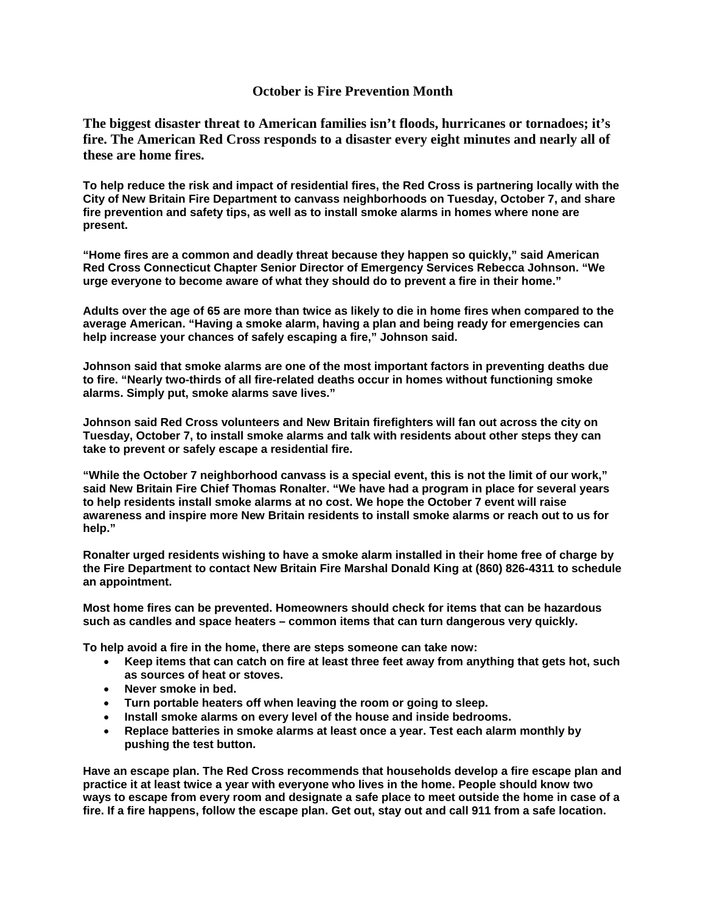## October is Fire Prevention Month

**The biggest disaster threat to American families isn't floods, hurricanes or tornadoes; it's fire. The American Red Cross responds to a disaster every eight minutes and nearly all of these are home fires.**

**To help reduce the risk and impact of residential fires, the Red Cross is partnering locally with the City of New Britain Fire Department to canvass neighborhoods on Tuesday, October 7, and share fire prevention and safety tips, as well as to install smoke alarms in homes where none are present.**

**"Home fires are a common and deadly threat because they happen so quickly," said American Red Cross Connecticut Chapter Senior Director of Emergency Services Rebecca Johnson. "We urge everyone to become aware of what they should do to prevent a fire in their home."**

**Adults over the age of 65 are more than twice as likely to die in home fires when compared to the average American. "Having a smoke alarm, having a plan and being ready for emergencies can help increase your chances of safely escaping a fire," Johnson said.**

**Johnson said that smoke alarms are one of the most important factors in preventing deaths due to fire. "Nearly two-thirds of all fire-related deaths occur in homes without functioning smoke alarms. Simply put, smoke alarms save lives."**

**Johnson said Red Cross volunteers and New Britain firefighters will fan out across the city on Tuesday, October 7, to install smoke alarms and talk with residents about other steps they can take to prevent or safely escape a residential fire.**

**"While the October 7 neighborhood canvass is a special event, this is not the limit of our work," said New Britain Fire Chief Thomas Ronalter. "We have had a program in place for several years to help residents install smoke alarms at no cost. We hope the October 7 event will raise awareness and inspire more New Britain residents to install smoke alarms or reach out to us for help."**

**Ronalter urged residents wishing to have a smoke alarm installed in their home free of charge by the Fire Department to contact New Britain Fire Marshal Donald King at (860) 826-4311 to schedule an appointment.**

**Most home fires can be prevented. Homeowners should check for items that can be hazardous such as candles and space heaters – common items that can turn dangerous very quickly.**

**To help avoid a fire in the home, there are steps someone can take now:**

- **Keep items that can catch on fire at least three feet away from anything that gets hot, such as sources of heat or stoves.**
- **Never smoke in bed.**
- **Turn portable heaters off when leaving the room or going to sleep.**
- **Install smoke alarms on every level of the house and inside bedrooms.**
- **Replace batteries in smoke alarms at least once a year. Test each alarm monthly by pushing the test button.**

**Have an escape plan. The Red Cross recommends that households develop a fire escape plan and practice it at least twice a year with everyone who lives in the home. People should know two ways to escape from every room and designate a safe place to meet outside the home in case of a fire. If a fire happens, follow the escape plan. Get out, stay out and call 911 from a safe location.**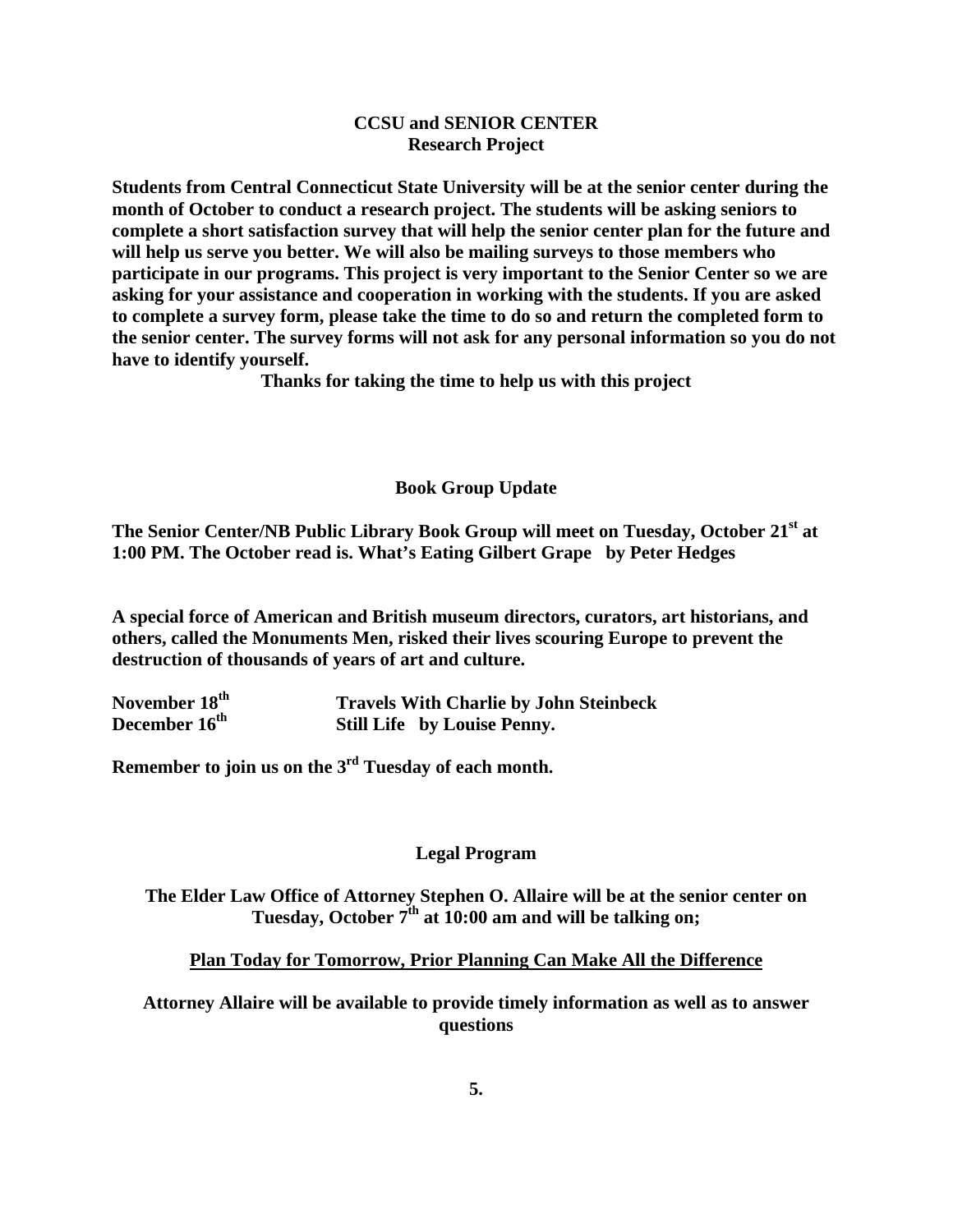## CCSU and SENIOR CENTER
## Research Project

**Students from Central Connecticut State University will be at the senior center during the month of October to conduct a research project. The students will be asking seniors to complete a short satisfaction survey that will help the senior center plan for the future and will help us serve you better. We will also be mailing surveys to those members who participate in our programs. This project is very important to the Senior Center so we are asking for your assistance and cooperation in working with the students. If you are asked to complete a survey form, please take the time to do so and return the completed form to the senior center. The survey forms will not ask for any personal information so you do not have to identify yourself.**

**Thanks for taking the time to help us with this project**

## Book Group Update

**The Senior Center/NB Public Library Book Group will meet on Tuesday, October 21st at 1:00 PM. The October read is. What's Eating Gilbert Grape by Peter Hedges**

**A special force of American and British museum directors, curators, art historians, and others, called the Monuments Men, risked their lives scouring Europe to prevent the destruction of thousands of years of art and culture.**

| | |
|---|---|
| **November 18th** | **Travels With Charlie by John Steinbeck** |
| **December 16th** | **Still Life by Louise Penny.** |

**Remember to join us on the 3rd Tuesday of each month.**

## Legal Program

**The Elder Law Office of Attorney Stephen O. Allaire will be at the senior center on Tuesday, October 7th at 10:00 am and will be talking on;**

**<u>Plan Today for Tomorrow, Prior Planning Can Make All the Difference</u>**

**Attorney Allaire will be available to provide timely information as well as to answer questions**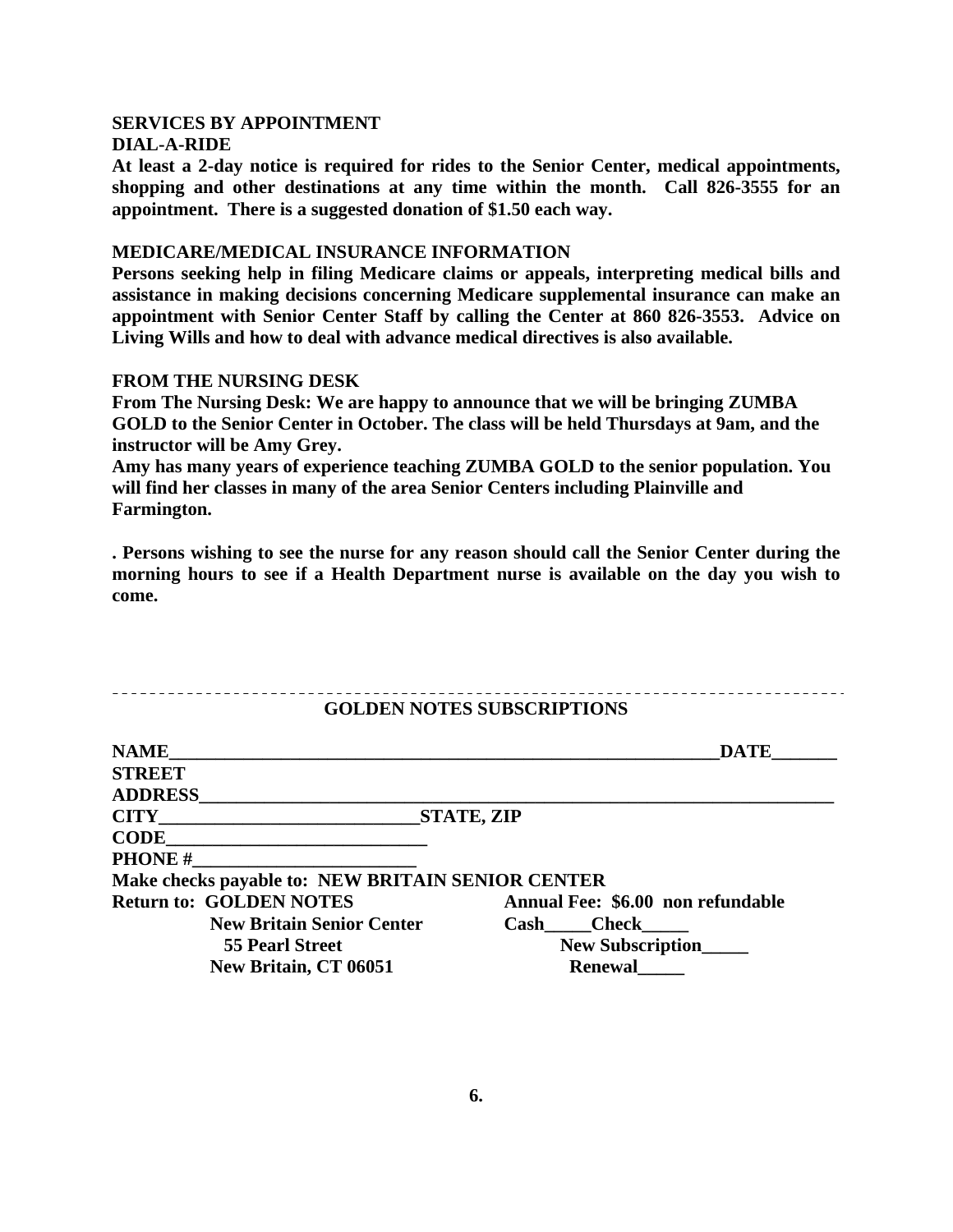**SERVICES BY APPOINTMENT**

**DIAL-A-RIDE**

**At least a 2-day notice is required for rides to the Senior Center, medical appointments, shopping and other destinations at any time within the month. Call 826-3555 for an appointment. There is a suggested donation of $1.50 each way.**

**MEDICARE/MEDICAL INSURANCE INFORMATION**

**Persons seeking help in filing Medicare claims or appeals, interpreting medical bills and assistance in making decisions concerning Medicare supplemental insurance can make an appointment with Senior Center Staff by calling the Center at 860 826-3553. Advice on Living Wills and how to deal with advance medical directives is also available.**

**FROM THE NURSING DESK**

**From The Nursing Desk: We are happy to announce that we will be bringing ZUMBA GOLD to the Senior Center in October. The class will be held Thursdays at 9am, and the instructor will be Amy Grey.**

**Amy has many years of experience teaching ZUMBA GOLD to the senior population. You will find her classes in many of the area Senior Centers including Plainville and Farmington.**

**. Persons wishing to see the nurse for any reason should call the Senior Center during the morning hours to see if a Health Department nurse is available on the day you wish to come.**

---

**GOLDEN NOTES SUBSCRIPTIONS**

**NAME\_\_\_\_\_\_\_\_\_\_\_\_\_\_\_\_\_\_\_\_\_\_\_\_\_\_\_\_\_\_\_\_\_\_\_\_\_\_\_\_\_\_\_\_\_\_\_\_\_\_\_\_\_\_\_\_\_\_\_\_DATE\_\_\_\_\_\_\_**

**STREET ADDRESS\_\_\_\_\_\_\_\_\_\_\_\_\_\_\_\_\_\_\_\_\_\_\_\_\_\_\_\_\_\_\_\_\_\_\_\_\_\_\_\_\_\_\_\_\_\_\_\_\_\_\_\_\_\_\_\_\_\_\_\_\_\_\_\_\_\_\_**

**CITY\_\_\_\_\_\_\_\_\_\_\_\_\_\_\_\_\_\_\_\_\_\_\_\_\_\_\_\_STATE, ZIP CODE\_\_\_\_\_\_\_\_\_\_\_\_\_\_\_\_\_\_\_\_\_\_\_\_\_\_\_\_**

**PHONE #\_\_\_\_\_\_\_\_\_\_\_\_\_\_\_\_\_\_\_\_\_\_\_\_\_**

**Make checks payable to: NEW BRITAIN SENIOR CENTER**

**Return to: GOLDEN NOTES**
**New Britain Senior Center**
**55 Pearl Street**
**New Britain, CT 06051**

**Annual Fee: $6.00 non refundable**
**Cash\_\_\_\_\_Check\_\_\_\_\_**
**New Subscription\_\_\_\_\_**
**Renewal\_\_\_\_\_**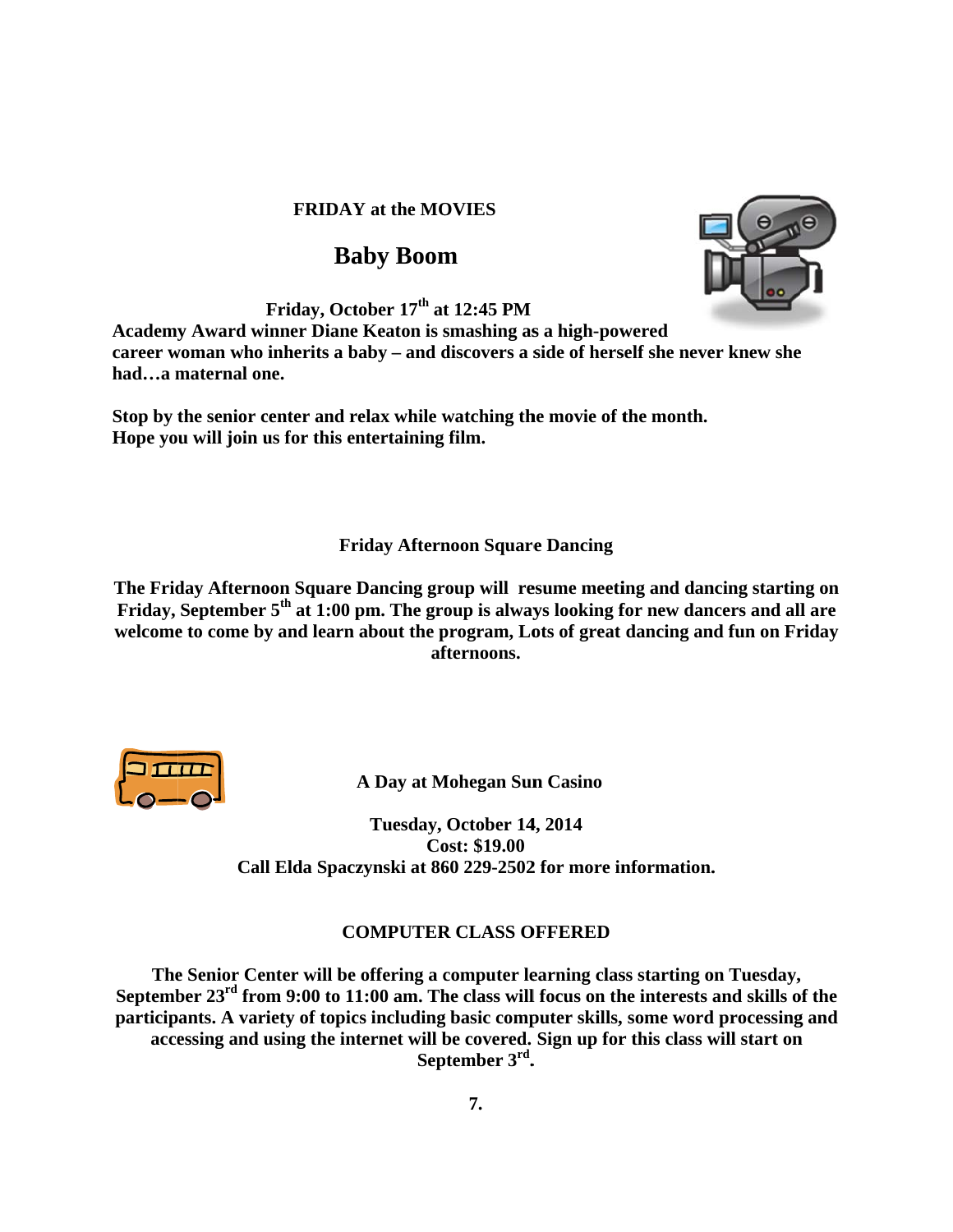**FRIDAY at the MOVIES**

## Baby Boom

**Friday, October 17th at 12:45 PM**

**Academy Award winner Diane Keaton is smashing as a high-powered career woman who inherits a baby – and discovers a side of herself she never knew she had…a maternal one.**

**Stop by the senior center and relax while watching the movie of the month. Hope you will join us for this entertaining film.**

**Friday Afternoon Square Dancing**

**The Friday Afternoon Square Dancing group will resume meeting and dancing starting on Friday, September 5th at 1:00 pm. The group is always looking for new dancers and all are welcome to come by and learn about the program, Lots of great dancing and fun on Friday afternoons.**

**A Day at Mohegan Sun Casino**

**Tuesday, October 14, 2014**
**Cost: $19.00**
**Call Elda Spaczynski at 860 229-2502 for more information.**

**COMPUTER CLASS OFFERED**

**The Senior Center will be offering a computer learning class starting on Tuesday, September 23rd from 9:00 to 11:00 am. The class will focus on the interests and skills of the participants. A variety of topics including basic computer skills, some word processing and accessing and using the internet will be covered. Sign up for this class will start on September 3rd.**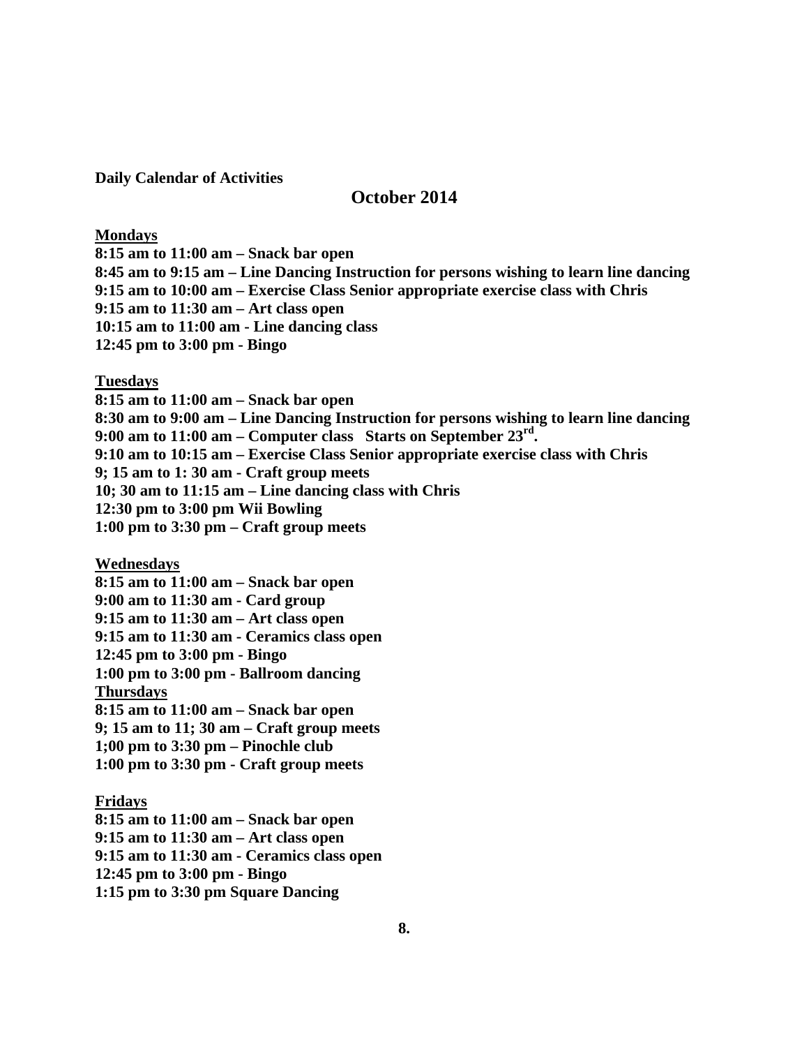**Daily Calendar of Activities**

## October 2014

**Mondays**

**8:15 am to 11:00 am – Snack bar open**
**8:45 am to 9:15 am – Line Dancing Instruction for persons wishing to learn line dancing**
**9:15 am to 10:00 am – Exercise Class Senior appropriate exercise class with Chris**
**9:15 am to 11:30 am – Art class open**
**10:15 am to 11:00 am - Line dancing class**
**12:45 pm to 3:00 pm - Bingo**

**Tuesdays**

**8:15 am to 11:00 am – Snack bar open**
**8:30 am to 9:00 am – Line Dancing Instruction for persons wishing to learn line dancing**
**9:00 am to 11:00 am – Computer class Starts on September 23rd.**
**9:10 am to 10:15 am – Exercise Class Senior appropriate exercise class with Chris**
**9; 15 am to 1: 30 am - Craft group meets**
**10; 30 am to 11:15 am – Line dancing class with Chris**
**12:30 pm to 3:00 pm Wii Bowling**
**1:00 pm to 3:30 pm – Craft group meets**

**Wednesdays**

**8:15 am to 11:00 am – Snack bar open**
**9:00 am to 11:30 am - Card group**
**9:15 am to 11:30 am – Art class open**
**9:15 am to 11:30 am - Ceramics class open**
**12:45 pm to 3:00 pm - Bingo**
**1:00 pm to 3:00 pm - Ballroom dancing**

**Thursdays**

**8:15 am to 11:00 am – Snack bar open**
**9; 15 am to 11; 30 am – Craft group meets**
**1;00 pm to 3:30 pm – Pinochle club**
**1:00 pm to 3:30 pm - Craft group meets**

**Fridays**

**8:15 am to 11:00 am – Snack bar open**
**9:15 am to 11:30 am – Art class open**
**9:15 am to 11:30 am - Ceramics class open**
**12:45 pm to 3:00 pm - Bingo**
**1:15 pm to 3:30 pm Square Dancing**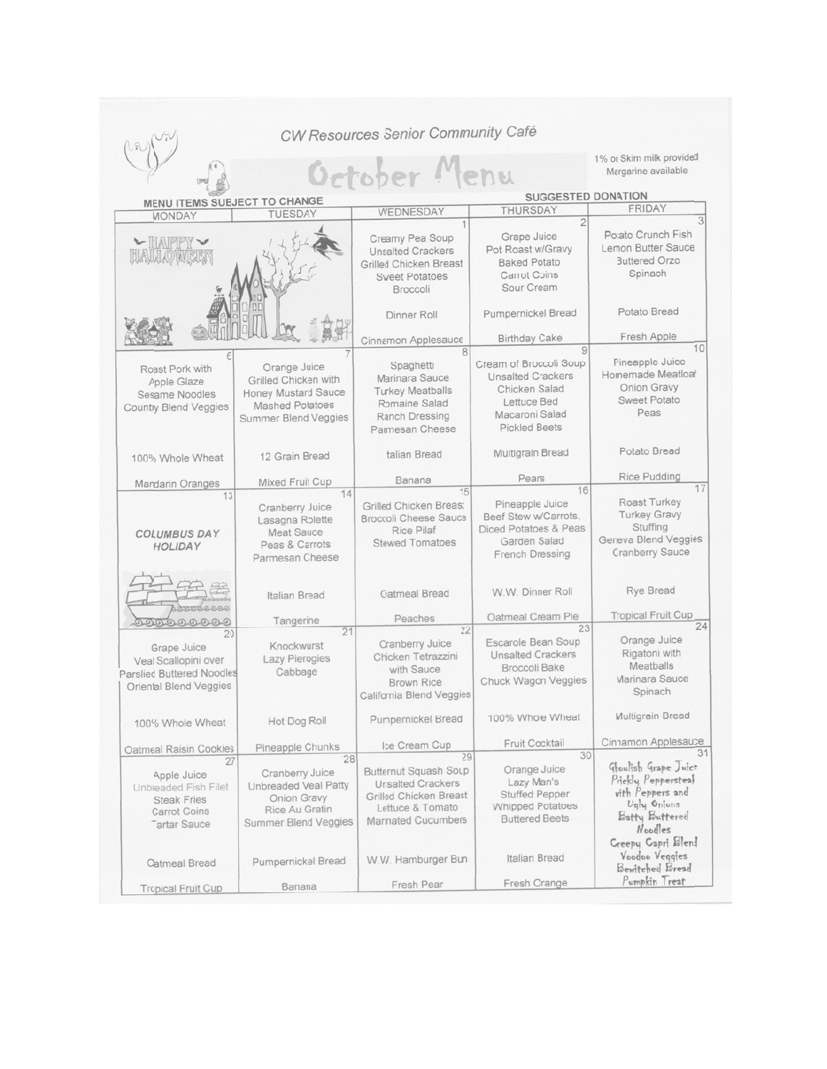# CW Resources Senior Community Café

## October Menu

1% or Skim milk provided
Margarine available

MENU ITEMS SUBJECT TO CHANGE

SUGGESTED DONATION

| MONDAY | TUESDAY | WEDNESDAY | THURSDAY | FRIDAY |
|---|---|---|---|---|
| HAPPY HALLOWEEN | | 1<br>Creamy Pea Soup<br>Unsalted Crackers<br>Grilled Chicken Breast<br>Sweet Potatoes<br>Broccoli<br><br>Dinner Roll<br><br>Cinnamon Applesauce | 2<br>Grape Juice<br>Pot Roast w/Gravy<br>Baked Potato<br>Carrot Coins<br>Sour Cream<br><br>Pumpernickel Bread<br><br>Birthday Cake | 3<br>Potato Crunch Fish<br>Lemon Butter Sauce<br>Buttered Orzo<br>Spinach<br><br>Potato Bread<br><br>Fresh Apple |
| 6<br>Roast Pork with Apple Glaze<br>Sesame Noodles<br>Country Blend Veggies<br><br>100% Whole Wheat<br><br>Mandarin Oranges | 7<br>Orange Juice<br>Grilled Chicken with Honey Mustard Sauce<br>Mashed Potatoes<br>Summer Blend Veggies<br><br>12 Grain Bread<br><br>Mixed Fruit Cup | 8<br>Spaghetti<br>Marinara Sauce<br>Turkey Meatballs<br>Romaine Salad<br>Ranch Dressing<br>Parmesan Cheese<br><br>Italian Bread<br><br>Banana | 9<br>Cream of Broccoli Soup<br>Unsalted Crackers<br>Chicken Salad<br>Lettuce Bed<br>Macaroni Salad<br>Pickled Beets<br><br>Multigrain Bread<br><br>Pears | 10<br>Pineapple Juice<br>Homemade Meatloaf<br>Onion Gravy<br>Sweet Potato<br>Peas<br><br>Potato Bread<br><br>Rice Pudding |
| 13<br>*COLUMBUS DAY HOLIDAY* | 14<br>Cranberry Juice<br>Lasagna Rolette<br>Meat Sauce<br>Peas & Carrots<br>Parmesan Cheese<br><br>Italian Bread<br><br>Tangerine | 15<br>Grilled Chicken Breast<br>Broccoli Cheese Sauce<br>Rice Pilaf<br>Stewed Tomatoes<br><br>Oatmeal Bread<br><br>Peaches | 16<br>Pineapple Juice<br>Beef Stew w/Carrots, Diced Potatoes & Peas<br>Garden Salad<br>French Dressing<br><br>W.W. Dinner Roll<br><br>Oatmeal Cream Pie | 17<br>Roast Turkey<br>Turkey Gravy<br>Stuffing<br>Geneva Blend Veggies<br>Cranberry Sauce<br><br>Rye Bread<br><br>Tropical Fruit Cup |
| 20<br>Grape Juice<br>Veal Scallopini over Parslied Buttered Noodles<br>Oriental Blend Veggies<br><br>100% Whole Wheat<br><br>Oatmeal Raisin Cookies | 21<br>Knockwurst<br>Lazy Pierogies<br>Cabbage<br><br>Hot Dog Roll<br><br>Pineapple Chunks | 22<br>Cranberry Juice<br>Chicken Tetrazzini with Sauce<br>Brown Rice<br>California Blend Veggies<br><br>Pumpernickel Bread<br><br>Ice Cream Cup | 23<br>Escarole Bean Soup<br>Unsalted Crackers<br>Broccoli Bake<br>Chuck Wagon Veggies<br><br>100% Whole Wheat<br><br>Fruit Cocktail | 24<br>Orange Juice<br>Rigatoni with Meatballs<br>Marinara Sauce<br>Spinach<br><br>Multigrain Bread<br><br>Cinnamon Applesauce |
| 27<br>Apple Juice<br>Unbreaded Fish Filet<br>Steak Fries<br>Carrot Coins<br>Tartar Sauce<br><br>Oatmeal Bread<br><br>Tropical Fruit Cup | 28<br>Cranberry Juice<br>Unbreaded Veal Patty<br>Onion Gravy<br>Rice Au Gratin<br>Summer Blend Veggies<br><br>Pumpernickel Bread<br><br>Banana | 29<br>Butternut Squash Soup<br>Unsalted Crackers<br>Grilled Chicken Breast<br>Lettuce & Tomato<br>Marinated Cucumbers<br><br>W.W. Hamburger Bun<br><br>Fresh Pear | 30<br>Orange Juice<br>Lazy Man's Stuffed Pepper<br>Whipped Potatoes<br>Buttered Beets<br><br>Italian Bread<br><br>Fresh Orange | 31<br>Ghoulish Grape Juice<br>Prickly Peppersteak with Peppers and Ugly Onions<br>Batty Buttered Noodles<br>Creepy Capri Blend<br>Voodoo Veggies<br>Bewitched Bread<br>Pumpkin Treat |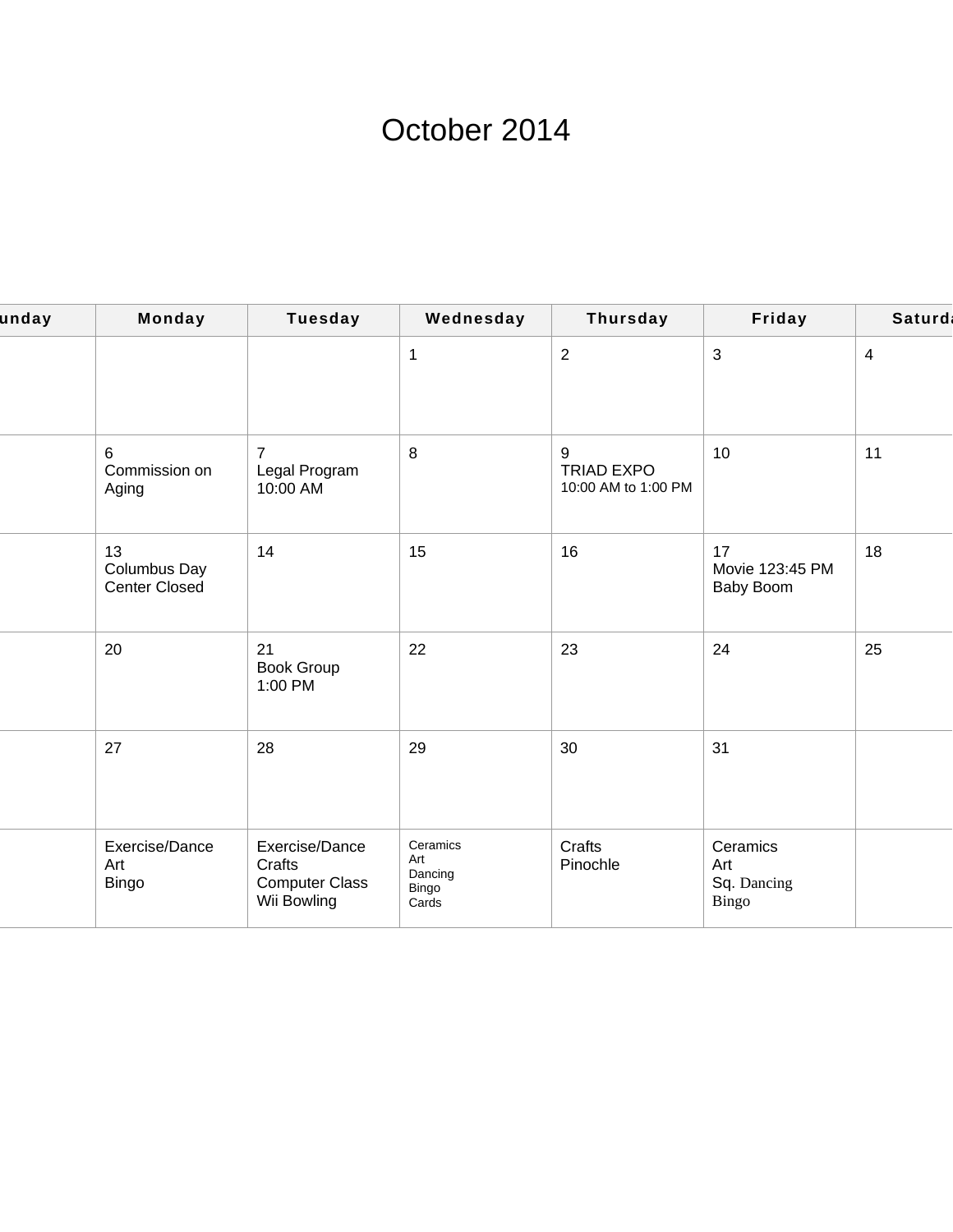# October 2014

| Sunday | Monday | Tuesday | Wednesday | Thursday | Friday | Saturday |
| --- | --- | --- | --- | --- | --- | --- |
| | | | 1 | 2 | 3 | 4 |
| | 6<br>Commission on Aging | 7<br>Legal Program 10:00 AM | 8 | 9<br>TRIAD EXPO<br>10:00 AM to 1:00 PM | 10 | 11 |
| | 13<br>Columbus Day Center Closed | 14 | 15 | 16 | 17<br>Movie 123:45 PM<br>Baby Boom | 18 |
| | 20 | 21<br>Book Group<br>1:00 PM | 22 | 23 | 24 | 25 |
| | 27 | 28 | 29 | 30 | 31 | |
| | Exercise/Dance<br>Art<br>Bingo | Exercise/Dance<br>Crafts<br>Computer Class<br>Wii Bowling | Ceramics<br>Art<br>Dancing<br>Bingo<br>Cards | Crafts<br>Pinochle | Ceramics<br>Art<br>Sq. Dancing<br>Bingo | |